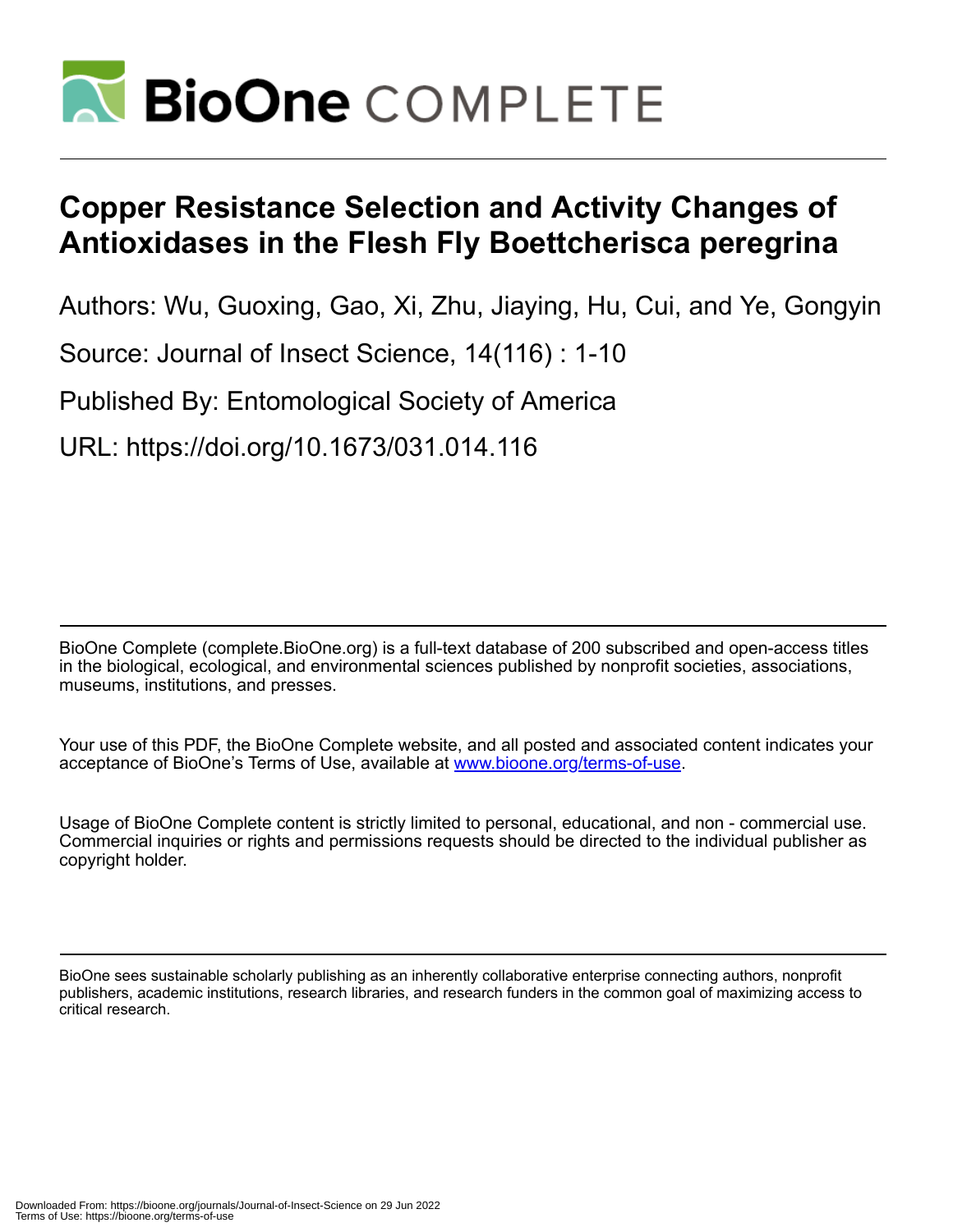# Copper Resistance Selection and Activity Changes of Antioxidases in the Flesh Fly Boettcherisca peregrina

Authors: Wu, Guoxing, Gao, Xi, Zhu, Jiaying, Hu, Cui, and Ye, Gongyin

Source: Journal of Insect Science, 14(116) : 1-10

Published By: Entomological Society of America

URL: https://doi.org/10.1673/031.014.116

BioOne Complete (complete.BioOne.org) is a full-text database of 200 subscribed and open-access titles in the biological, ecological, and environmental sciences published by nonprofit societies, associations, museums, institutions, and presses.

Your use of this PDF, the BioOne Complete website, and all posted and associated content indicates your acceptance of BioOne's Terms of Use, available at www.bioone.org/terms-of-use.

Usage of BioOne Complete content is strictly limited to personal, educational, and non - commercial use. Commercial inquiries or rights and permissions requests should be directed to the individual publisher as copyright holder.

BioOne sees sustainable scholarly publishing as an inherently collaborative enterprise connecting authors, nonprofit publishers, academic institutions, research libraries, and research funders in the common goal of maximizing access to critical research.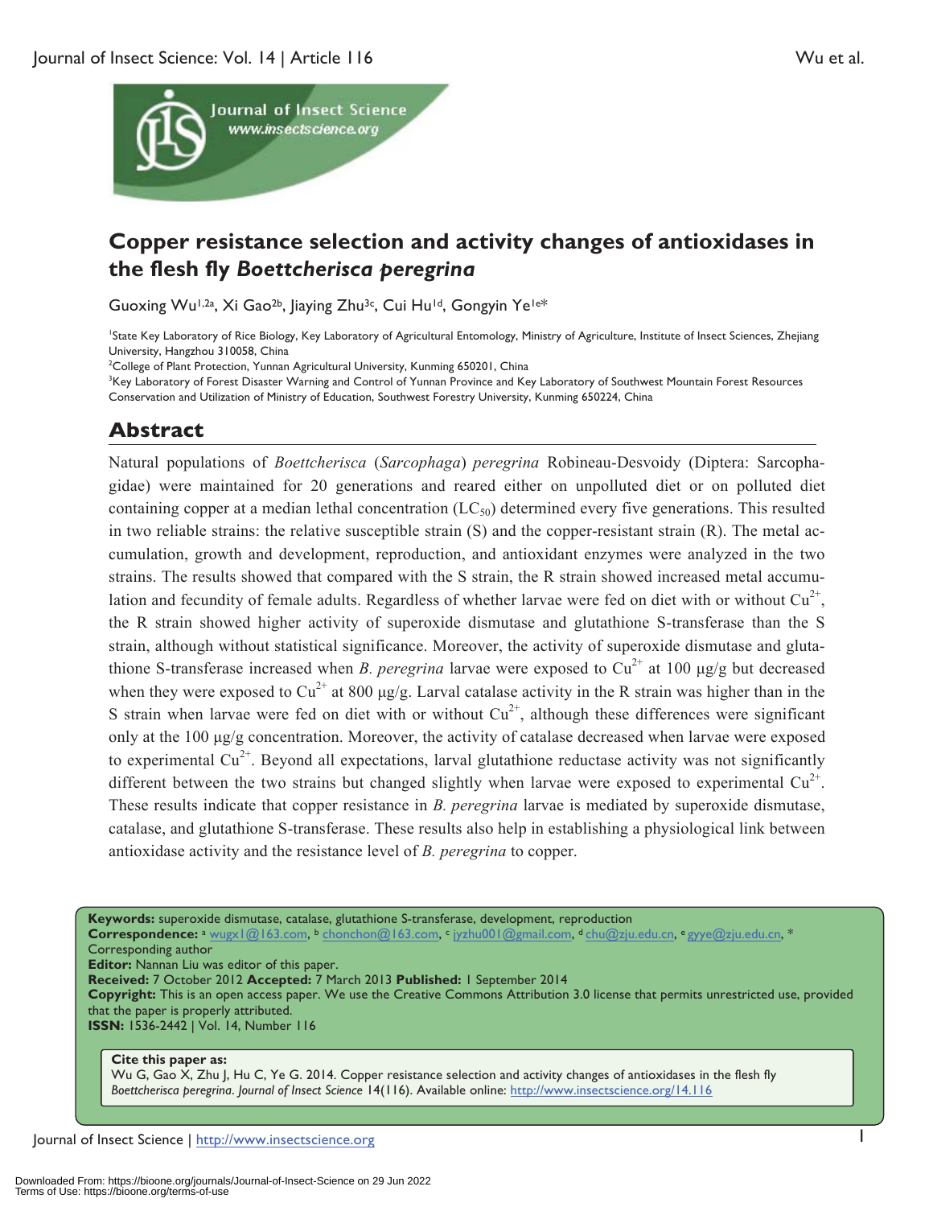# Copper resistance selection and activity changes of antioxidases in the flesh fly *Boettcherisca peregrina*

Guoxing Wu[1,2a], Xi Gao[2b], Jiaying Zhu[3c], Cui Hu[1d], Gongyin Ye[1e*]

[1]State Key Laboratory of Rice Biology, Key Laboratory of Agricultural Entomology, Ministry of Agriculture, Institute of Insect Sciences, Zhejiang University, Hangzhou 310058, China

[2]College of Plant Protection, Yunnan Agricultural University, Kunming 650201, China

[3]Key Laboratory of Forest Disaster Warning and Control of Yunnan Province and Key Laboratory of Southwest Mountain Forest Resources Conservation and Utilization of Ministry of Education, Southwest Forestry University, Kunming 650224, China

## Abstract

Natural populations of *Boettcherisca* (*Sarcophaga*) *peregrina* Robineau-Desvoidy (Diptera: Sarcophagidae) were maintained for 20 generations and reared either on unpolluted diet or on polluted diet containing copper at a median lethal concentration ($LC_{50}$) determined every five generations. This resulted in two reliable strains: the relative susceptible strain (S) and the copper-resistant strain (R). The metal accumulation, growth and development, reproduction, and antioxidant enzymes were analyzed in the two strains. The results showed that compared with the S strain, the R strain showed increased metal accumulation and fecundity of female adults. Regardless of whether larvae were fed on diet with or without $Cu^{2+}$, the R strain showed higher activity of superoxide dismutase and glutathione S-transferase than the S strain, although without statistical significance. Moreover, the activity of superoxide dismutase and glutathione S-transferase increased when *B. peregrina* larvae were exposed to $Cu^{2+}$ at 100 µg/g but decreased when they were exposed to $Cu^{2+}$ at 800 µg/g. Larval catalase activity in the R strain was higher than in the S strain when larvae were fed on diet with or without $Cu^{2+}$, although these differences were significant only at the 100 µg/g concentration. Moreover, the activity of catalase decreased when larvae were exposed to experimental $Cu^{2+}$. Beyond all expectations, larval glutathione reductase activity was not significantly different between the two strains but changed slightly when larvae were exposed to experimental $Cu^{2+}$. These results indicate that copper resistance in *B. peregrina* larvae is mediated by superoxide dismutase, catalase, and glutathione S-transferase. These results also help in establishing a physiological link between antioxidase activity and the resistance level of *B. peregrina* to copper.

**Keywords:** superoxide dismutase, catalase, glutathione S-transferase, development, reproduction
**Correspondence:** [a] wugx1@163.com, [b] chonchon@163.com, [c] jyzhu001@gmail.com, [d] chu@zju.edu.cn, [e] gyye@zju.edu.cn, * Corresponding author
**Editor:** Nannan Liu was editor of this paper.
**Received:** 7 October 2012 **Accepted:** 7 March 2013 **Published:** 1 September 2014
**Copyright:** This is an open access paper. We use the Creative Commons Attribution 3.0 license that permits unrestricted use, provided that the paper is properly attributed.
**ISSN:** 1536-2442 | Vol. 14, Number 116

**Cite this paper as:**
Wu G, Gao X, Zhu J, Hu C, Ye G. 2014. Copper resistance selection and activity changes of antioxidases in the flesh fly *Boettcherisca peregrina*. *Journal of Insect Science* 14(116). Available online: http://www.insectscience.org/14.116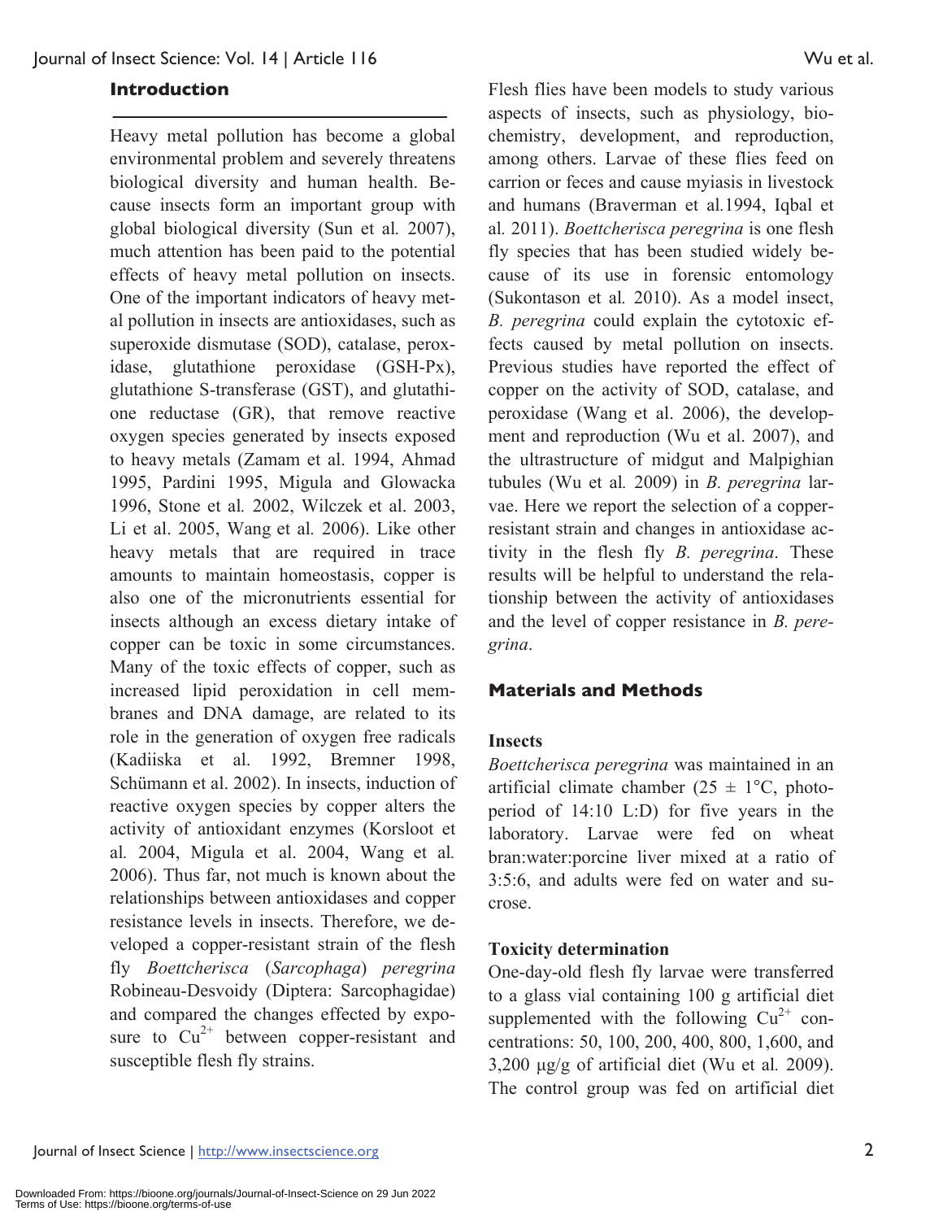## Introduction

Heavy metal pollution has become a global environmental problem and severely threatens biological diversity and human health. Because insects form an important group with global biological diversity (Sun et al. 2007), much attention has been paid to the potential effects of heavy metal pollution on insects. One of the important indicators of heavy metal pollution in insects are antioxidases, such as superoxide dismutase (SOD), catalase, peroxidase, glutathione peroxidase (GSH-Px), glutathione S-transferase (GST), and glutathione reductase (GR), that remove reactive oxygen species generated by insects exposed to heavy metals (Zamam et al. 1994, Ahmad 1995, Pardini 1995, Migula and Glowacka 1996, Stone et al. 2002, Wilczek et al. 2003, Li et al. 2005, Wang et al. 2006). Like other heavy metals that are required in trace amounts to maintain homeostasis, copper is also one of the micronutrients essential for insects although an excess dietary intake of copper can be toxic in some circumstances. Many of the toxic effects of copper, such as increased lipid peroxidation in cell membranes and DNA damage, are related to its role in the generation of oxygen free radicals (Kadiiska et al. 1992, Bremner 1998, Schümann et al. 2002). In insects, induction of reactive oxygen species by copper alters the activity of antioxidant enzymes (Korsloot et al. 2004, Migula et al. 2004, Wang et al. 2006). Thus far, not much is known about the relationships between antioxidases and copper resistance levels in insects. Therefore, we developed a copper-resistant strain of the flesh fly *Boettcherisca* (*Sarcophaga*) *peregrina* Robineau-Desvoidy (Diptera: Sarcophagidae) and compared the changes effected by exposure to $Cu^{2+}$ between copper-resistant and susceptible flesh fly strains.

Flesh flies have been models to study various aspects of insects, such as physiology, biochemistry, development, and reproduction, among others. Larvae of these flies feed on carrion or feces and cause myiasis in livestock and humans (Braverman et al.1994, Iqbal et al. 2011). *Boettcherisca peregrina* is one flesh fly species that has been studied widely because of its use in forensic entomology (Sukontason et al. 2010). As a model insect, *B. peregrina* could explain the cytotoxic effects caused by metal pollution on insects. Previous studies have reported the effect of copper on the activity of SOD, catalase, and peroxidase (Wang et al. 2006), the development and reproduction (Wu et al. 2007), and the ultrastructure of midgut and Malpighian tubules (Wu et al. 2009) in *B. peregrina* larvae. Here we report the selection of a copper-resistant strain and changes in antioxidase activity in the flesh fly *B. peregrina*. These results will be helpful to understand the relationship between the activity of antioxidases and the level of copper resistance in *B. peregrina*.

## Materials and Methods

### Insects

*Boettcherisca peregrina* was maintained in an artificial climate chamber (25 ± 1°C, photoperiod of 14:10 L:D) for five years in the laboratory. Larvae were fed on wheat bran:water:porcine liver mixed at a ratio of 3:5:6, and adults were fed on water and sucrose.

### Toxicity determination

One-day-old flesh fly larvae were transferred to a glass vial containing 100 g artificial diet supplemented with the following $Cu^{2+}$ concentrations: 50, 100, 200, 400, 800, 1,600, and 3,200 μg/g of artificial diet (Wu et al. 2009). The control group was fed on artificial diet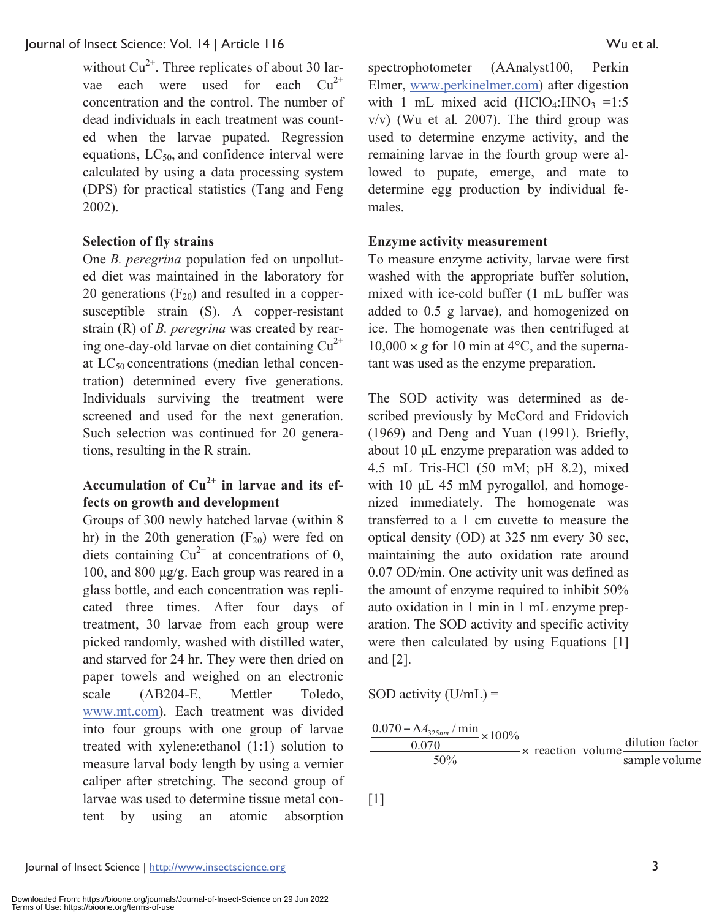without $Cu^{2+}$. Three replicates of about 30 larvae each were used for each $Cu^{2+}$ concentration and the control. The number of dead individuals in each treatment was counted when the larvae pupated. Regression equations, $LC_{50}$, and confidence interval were calculated by using a data processing system (DPS) for practical statistics (Tang and Feng 2002).

**Selection of fly strains**

One *B. peregrina* population fed on unpolluted diet was maintained in the laboratory for 20 generations ($F_{20}$) and resulted in a copper-susceptible strain (S). A copper-resistant strain (R) of *B. peregrina* was created by rearing one-day-old larvae on diet containing $Cu^{2+}$ at $LC_{50}$ concentrations (median lethal concentration) determined every five generations. Individuals surviving the treatment were screened and used for the next generation. Such selection was continued for 20 generations, resulting in the R strain.

**Accumulation of $Cu^{2+}$ in larvae and its effects on growth and development**

Groups of 300 newly hatched larvae (within 8 hr) in the 20th generation ($F_{20}$) were fed on diets containing $Cu^{2+}$ at concentrations of 0, 100, and 800 µg/g. Each group was reared in a glass bottle, and each concentration was replicated three times. After four days of treatment, 30 larvae from each group were picked randomly, washed with distilled water, and starved for 24 hr. They were then dried on paper towels and weighed on an electronic scale (AB204-E, Mettler Toledo, www.mt.com). Each treatment was divided into four groups with one group of larvae treated with xylene:ethanol (1:1) solution to measure larval body length by using a vernier caliper after stretching. The second group of larvae was used to determine tissue metal content by using an atomic absorption spectrophotometer (AAnalyst100, Perkin Elmer, www.perkinelmer.com) after digestion with 1 mL mixed acid ($HClO_4$:$HNO_3$ =1:5 v/v) (Wu et al. 2007). The third group was used to determine enzyme activity, and the remaining larvae in the fourth group were allowed to pupate, emerge, and mate to determine egg production by individual females.

**Enzyme activity measurement**

To measure enzyme activity, larvae were first washed with the appropriate buffer solution, mixed with ice-cold buffer (1 mL buffer was added to 0.5 g larvae), and homogenized on ice. The homogenate was then centrifuged at 10,000 × *g* for 10 min at 4°C, and the supernatant was used as the enzyme preparation.

The SOD activity was determined as described previously by McCord and Fridovich (1969) and Deng and Yuan (1991). Briefly, about 10 µL enzyme preparation was added to 4.5 mL Tris-HCl (50 mM; pH 8.2), mixed with 10 µL 45 mM pyrogallol, and homogenized immediately. The homogenate was transferred to a 1 cm cuvette to measure the optical density (OD) at 325 nm every 30 sec, maintaining the auto oxidation rate around 0.07 OD/min. One activity unit was defined as the amount of enzyme required to inhibit 50% auto oxidation in 1 min in 1 mL enzyme preparation. The SOD activity and specific activity were then calculated by using Equations [1] and [2].

SOD activity (U/mL) =

$$\frac{\frac{0.070-\Delta A_{325nm}/\min}{0.070}\times 100\%}{50\%}\times \text{reaction volume}\frac{\text{dilution factor}}{\text{sample volume}}$$

[1]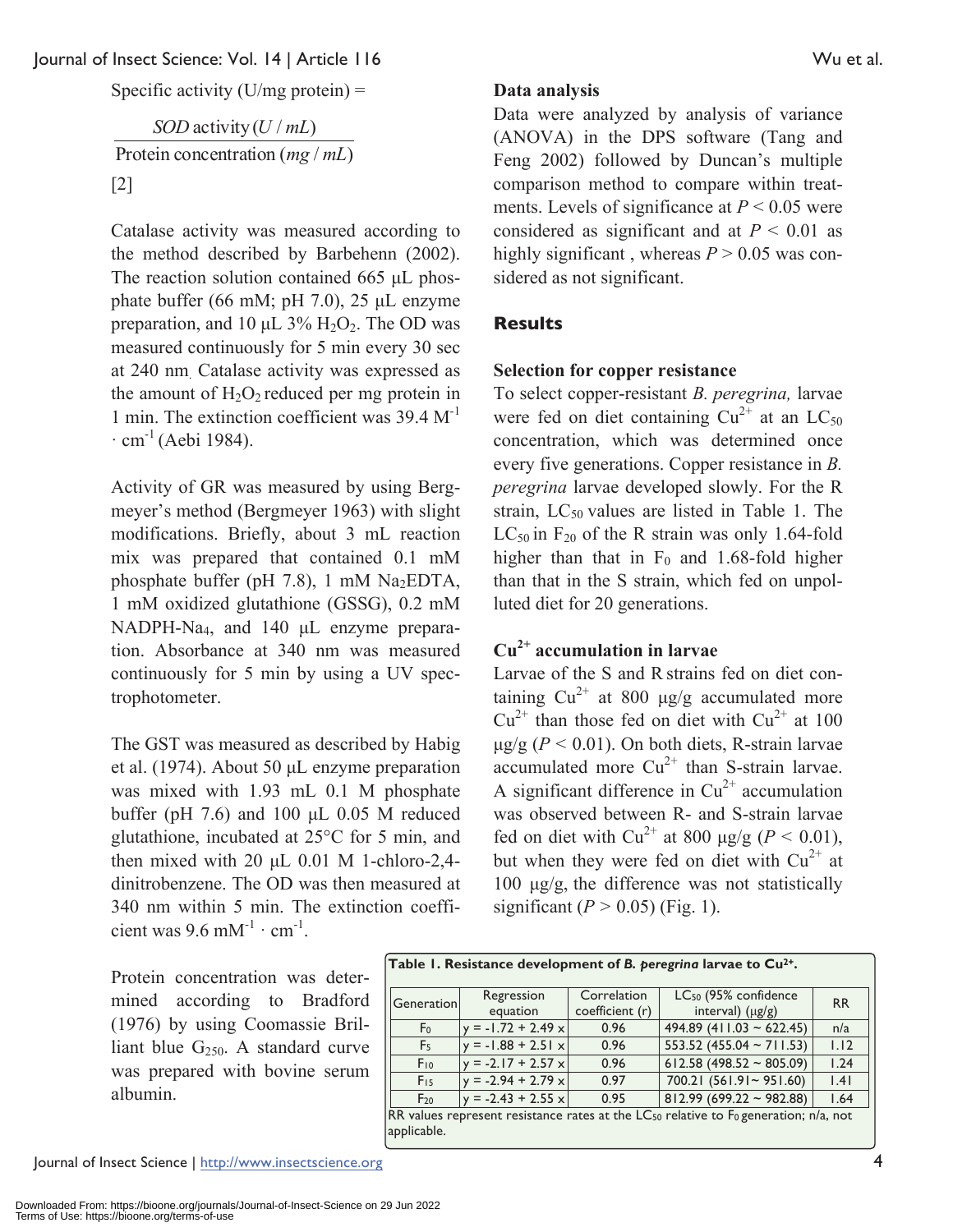$$\text{Specific activity (U/mg protein)} = \frac{SOD \text{ activity} (U/mL)}{\text{Protein concentration} (mg/mL)}$$
[2]

Catalase activity was measured according to the method described by Barbehenn (2002). The reaction solution contained 665 μL phosphate buffer (66 mM; pH 7.0), 25 μL enzyme preparation, and 10 μL 3% $H_2O_2$. The OD was measured continuously for 5 min every 30 sec at 240 nm. Catalase activity was expressed as the amount of $H_2O_2$ reduced per mg protein in 1 min. The extinction coefficient was 39.4 $M^{-1} \cdot cm^{-1}$ (Aebi 1984).

Activity of GR was measured by using Bergmeyer's method (Bergmeyer 1963) with slight modifications. Briefly, about 3 mL reaction mix was prepared that contained 0.1 mM phosphate buffer (pH 7.8), 1 mM $Na_2EDTA$, 1 mM oxidized glutathione (GSSG), 0.2 mM NADPH-$Na_4$, and 140 μL enzyme preparation. Absorbance at 340 nm was measured continuously for 5 min by using a UV spectrophotometer.

The GST was measured as described by Habig et al. (1974). About 50 μL enzyme preparation was mixed with 1.93 mL 0.1 M phosphate buffer (pH 7.6) and 100 μL 0.05 M reduced glutathione, incubated at 25°C for 5 min, and then mixed with 20 μL 0.01 M 1-chloro-2,4-dinitrobenzene. The OD was then measured at 340 nm within 5 min. The extinction coefficient was 9.6 $mM^{-1} \cdot cm^{-1}$.

Protein concentration was determined according to Bradford (1976) by using Coomassie Brilliant blue $G_{250}$. A standard curve was prepared with bovine serum albumin.

**Data analysis**

Data were analyzed by analysis of variance (ANOVA) in the DPS software (Tang and Feng 2002) followed by Duncan's multiple comparison method to compare within treatments. Levels of significance at $P < 0.05$ were considered as significant and at $P < 0.01$ as highly significant , whereas $P > 0.05$ was considered as not significant.

## Results

**Selection for copper resistance**

To select copper-resistant *B. peregrina,* larvae were fed on diet containing $Cu^{2+}$ at an $LC_{50}$ concentration, which was determined once every five generations. Copper resistance in *B. peregrina* larvae developed slowly. For the R strain, $LC_{50}$ values are listed in Table 1. The $LC_{50}$ in $F_{20}$ of the R strain was only 1.64-fold higher than that in $F_0$ and 1.68-fold higher than that in the S strain, which fed on unpolluted diet for 20 generations.

**$Cu^{2+}$ accumulation in larvae**

Larvae of the S and R strains fed on diet containing $Cu^{2+}$ at 800 μg/g accumulated more $Cu^{2+}$ than those fed on diet with $Cu^{2+}$ at 100 μg/g ($P < 0.01$). On both diets, R-strain larvae accumulated more $Cu^{2+}$ than S-strain larvae. A significant difference in $Cu^{2+}$ accumulation was observed between R- and S-strain larvae fed on diet with $Cu^{2+}$ at 800 μg/g ($P < 0.01$), but when they were fed on diet with $Cu^{2+}$ at 100 μg/g, the difference was not statistically significant ($P > 0.05$) (Fig. 1).

**Table 1. Resistance development of *B. peregrina* larvae to $Cu^{2+}$.**

| Generation | Regression equation | Correlation coefficient (r) | $LC_{50}$ (95% confidence interval) (μg/g) | RR |
|---|---|---|---|---|
| $F_0$ | y = -1.72 + 2.49 x | 0.96 | 494.89 (411.03 ~ 622.45) | n/a |
| $F_5$ | y = -1.88 + 2.51 x | 0.96 | 553.52 (455.04 ~ 711.53) | 1.12 |
| $F_{10}$ | y = -2.17 + 2.57 x | 0.96 | 612.58 (498.52 ~ 805.09) | 1.24 |
| $F_{15}$ | y = -2.94 + 2.79 x | 0.97 | 700.21 (561.91~ 951.60) | 1.41 |
| $F_{20}$ | y = -2.43 + 2.55 x | 0.95 | 812.99 (699.22 ~ 982.88) | 1.64 |

RR values represent resistance rates at the $LC_{50}$ relative to $F_0$ generation; n/a, not applicable.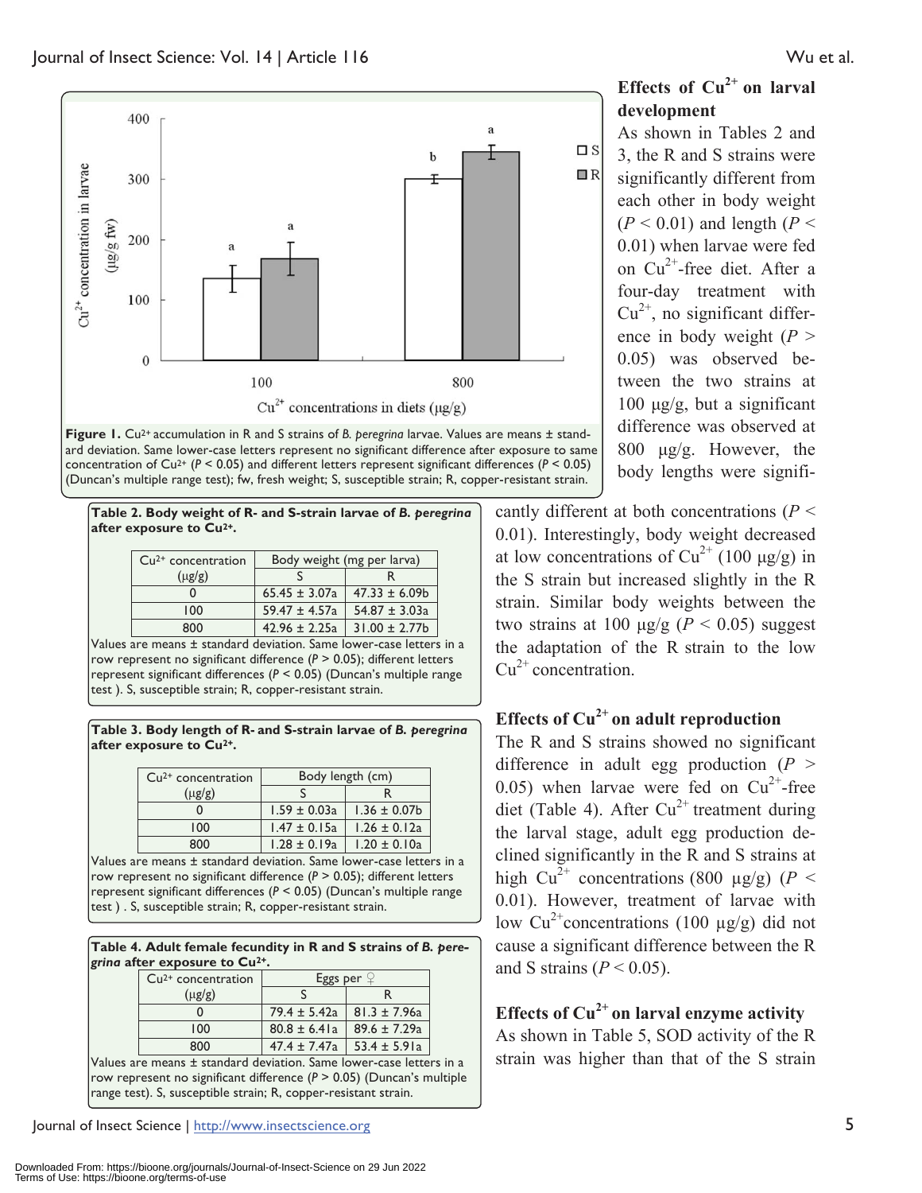Figure 1. $Cu^{2+}$ accumulation in R and S strains of *B. peregrina* larvae. Values are means ± standard deviation. Same lower-case letters represent no significant difference after exposure to same concentration of $Cu^{2+}$ ($P < 0.05$) and different letters represent significant differences ($P < 0.05$) (Duncan's multiple range test); fw, fresh weight; S, susceptible strain; R, copper-resistant strain.

**Table 2. Body weight of R- and S-strain larvae of *B. peregrina* after exposure to $Cu^{2+}$.**

| $Cu^{2+}$ concentration (μg/g) | Body weight (mg per larva) | |
|---|---|---|
| | S | R |
| 0 | 65.45 ± 3.07a | 47.33 ± 6.09b |
| 100 | 59.47 ± 4.57a | 54.87 ± 3.03a |
| 800 | 42.96 ± 2.25a | 31.00 ± 2.77b |

Values are means ± standard deviation. Same lower-case letters in a row represent no significant difference ($P > 0.05$); different letters represent significant differences ($P < 0.05$) (Duncan's multiple range test ). S, susceptible strain; R, copper-resistant strain.

**Table 3. Body length of R- and S-strain larvae of *B. peregrina* after exposure to $Cu^{2+}$.**

| $Cu^{2+}$ concentration (μg/g) | Body length (cm) | |
|---|---|---|
| | S | R |
| 0 | 1.59 ± 0.03a | 1.36 ± 0.07b |
| 100 | 1.47 ± 0.15a | 1.26 ± 0.12a |
| 800 | 1.28 ± 0.19a | 1.20 ± 0.10a |

Values are means ± standard deviation. Same lower-case letters in a row represent no significant difference ($P > 0.05$); different letters represent significant differences ($P < 0.05$) (Duncan's multiple range test ) . S, susceptible strain; R, copper-resistant strain.

**Table 4. Adult female fecundity in R and S strains of *B. peregrina* after exposure to $Cu^{2+}$.**

| $Cu^{2+}$ concentration (μg/g) | Eggs per ♀ | |
|---|---|---|
| | S | R |
| 0 | 79.4 ± 5.42a | 81.3 ± 7.96a |
| 100 | 80.8 ± 6.41a | 89.6 ± 7.29a |
| 800 | 47.4 ± 7.47a | 53.4 ± 5.91a |

Values are means ± standard deviation. Same lower-case letters in a row represent no significant difference ($P > 0.05$) (Duncan's multiple range test). S, susceptible strain; R, copper-resistant strain.

## Effects of $Cu^{2+}$ on larval development

As shown in Tables 2 and 3, the R and S strains were significantly different from each other in body weight ($P < 0.01$) and length ($P < 0.01$) when larvae were fed on $Cu^{2+}$-free diet. After a four-day treatment with $Cu^{2+}$, no significant difference in body weight ($P > 0.05$) was observed between the two strains at 100 μg/g, but a significant difference was observed at 800 μg/g. However, the body lengths were significantly different at both concentrations ($P < 0.01$). Interestingly, body weight decreased at low concentrations of $Cu^{2+}$ (100 μg/g) in the S strain but increased slightly in the R strain. Similar body weights between the two strains at 100 μg/g ($P < 0.05$) suggest the adaptation of the R strain to the low $Cu^{2+}$ concentration.

## Effects of $Cu^{2+}$ on adult reproduction

The R and S strains showed no significant difference in adult egg production ($P > 0.05$) when larvae were fed on $Cu^{2+}$-free diet (Table 4). After $Cu^{2+}$ treatment during the larval stage, adult egg production declined significantly in the R and S strains at high $Cu^{2+}$ concentrations (800 μg/g) ($P < 0.01$). However, treatment of larvae with low $Cu^{2+}$concentrations (100 μg/g) did not cause a significant difference between the R and S strains ($P < 0.05$).

## Effects of $Cu^{2+}$ on larval enzyme activity

As shown in Table 5, SOD activity of the R strain was higher than that of the S strain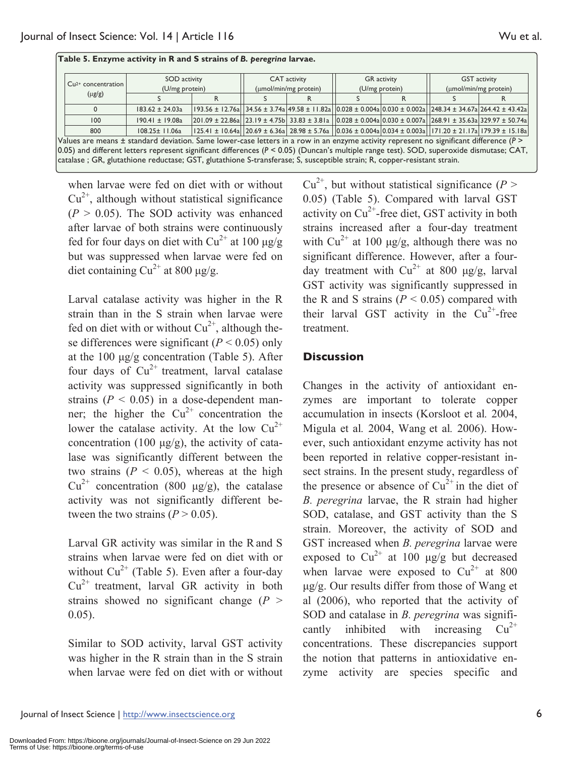**Table 5. Enzyme activity in R and S strains of *B. peregrina* larvae.**

| $Cu^{2+}$ concentration (μg/g) | SOD activity (U/mg protein) | | CAT activity (μmol/min/mg protein) | | GR activity (U/mg protein) | | GST activity (μmol/min/mg protein) | |
|---|---|---|---|---|---|---|---|---|
| | S | R | S | R | S | R | S | R |
| 0 | 183.62 ± 24.03a | 193.56 ± 12.76a | 34.56 ± 3.74a | 49.58 ± 11.82a | 0.028 ± 0.004a | 0.030 ± 0.002a | 248.34 ± 34.67a | 264.42 ± 43.42a |
| 100 | 190.41 ± 19.08a | 201.09 ± 22.86a | 23.19 ± 4.75b | 33.83 ± 3.81a | 0.028 ± 0.004a | 0.030 ± 0.007a | 268.91 ± 35.63a | 329.97 ± 50.74a |
| 800 | 108.25± 11.06a | 125.41 ± 10.64a | 20.69 ± 6.36a | 28.98 ± 5.76a | 0.036 ± 0.004a | 0.034 ± 0.003a | 171.20 ± 21.17a | 179.39 ± 15.18a |

Values are means ± standard deviation. Same lower-case letters in a row in an enzyme activity represent no significant difference ($P > 0.05$) and different letters represent significant differences ($P < 0.05$) (Duncan's multiple range test). SOD, superoxide dismutase; CAT, catalase ; GR, glutathione reductase; GST, glutathione S-transferase; S, susceptible strain; R, copper-resistant strain.

when larvae were fed on diet with or without $Cu^{2+}$, although without statistical significance ($P > 0.05$). The SOD activity was enhanced after larvae of both strains were continuously fed for four days on diet with $Cu^{2+}$ at 100 μg/g but was suppressed when larvae were fed on diet containing $Cu^{2+}$ at 800 μg/g.

Larval catalase activity was higher in the R strain than in the S strain when larvae were fed on diet with or without $Cu^{2+}$, although these differences were significant ($P < 0.05$) only at the 100 μg/g concentration (Table 5). After four days of $Cu^{2+}$ treatment, larval catalase activity was suppressed significantly in both strains ($P < 0.05$) in a dose-dependent manner; the higher the $Cu^{2+}$ concentration the lower the catalase activity. At the low $Cu^{2+}$ concentration (100 μg/g), the activity of catalase was significantly different between the two strains ($P < 0.05$), whereas at the high $Cu^{2+}$ concentration (800 μg/g), the catalase activity was not significantly different between the two strains ($P > 0.05$).

Larval GR activity was similar in the R and S strains when larvae were fed on diet with or without $Cu^{2+}$ (Table 5). Even after a four-day $Cu^{2+}$ treatment, larval GR activity in both strains showed no significant change ($P > 0.05$).

Similar to SOD activity, larval GST activity was higher in the R strain than in the S strain when larvae were fed on diet with or without $Cu^{2+}$, but without statistical significance ($P > 0.05$) (Table 5). Compared with larval GST activity on $Cu^{2+}$-free diet, GST activity in both strains increased after a four-day treatment with $Cu^{2+}$ at 100 μg/g, although there was no significant difference. However, after a four-day treatment with $Cu^{2+}$ at 800 μg/g, larval GST activity was significantly suppressed in the R and S strains ($P < 0.05$) compared with their larval GST activity in the $Cu^{2+}$-free treatment.

## Discussion

Changes in the activity of antioxidant enzymes are important to tolerate copper accumulation in insects (Korsloot et al. 2004, Migula et al. 2004, Wang et al. 2006). However, such antioxidant enzyme activity has not been reported in relative copper-resistant insect strains. In the present study, regardless of the presence or absence of $Cu^{2+}$ in the diet of *B. peregrina* larvae, the R strain had higher SOD, catalase, and GST activity than the S strain. Moreover, the activity of SOD and GST increased when *B. peregrina* larvae were exposed to $Cu^{2+}$ at 100 μg/g but decreased when larvae were exposed to $Cu^{2+}$ at 800 μg/g. Our results differ from those of Wang et al (2006), who reported that the activity of SOD and catalase in *B. peregrina* was significantly inhibited with increasing $Cu^{2+}$ concentrations. These discrepancies support the notion that patterns in antioxidative enzyme activity are species specific and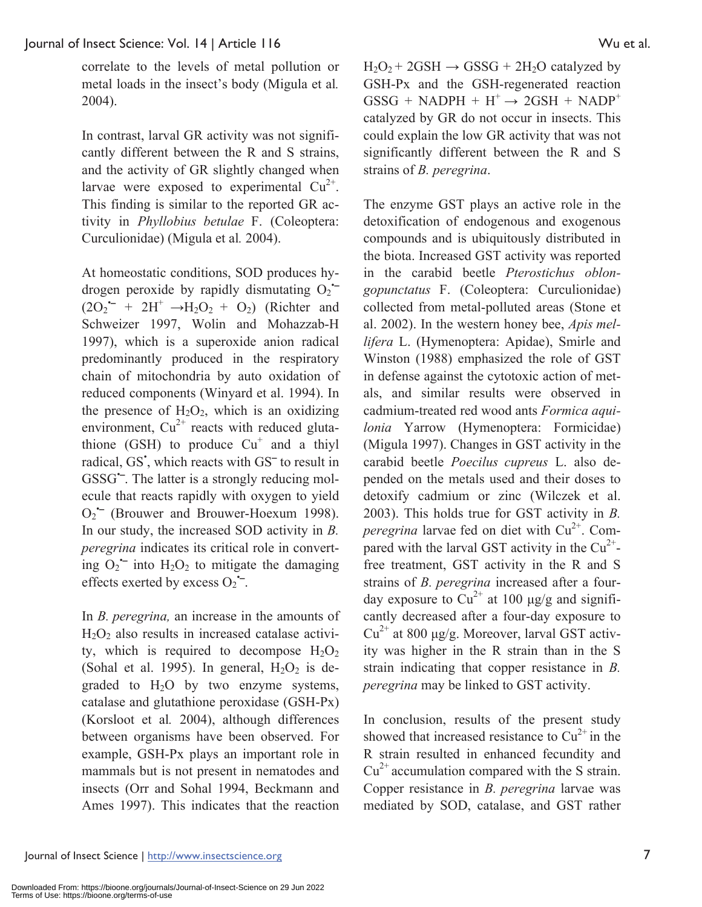correlate to the levels of metal pollution or metal loads in the insect's body (Migula et al*.* 2004).

In contrast, larval GR activity was not significantly different between the R and S strains, and the activity of GR slightly changed when larvae were exposed to experimental $Cu^{2+}$. This finding is similar to the reported GR activity in *Phyllobius betulae* F. (Coleoptera: Curculionidae) (Migula et al*.* 2004).

At homeostatic conditions, SOD produces hydrogen peroxide by rapidly dismutating $O_2^{\bullet-}$ ($2O_2^{\bullet-} + 2H^+ \rightarrow H_2O_2 + O_2$) (Richter and Schweizer 1997, Wolin and Mohazzab-H 1997), which is a superoxide anion radical predominantly produced in the respiratory chain of mitochondria by auto oxidation of reduced components (Winyard et al. 1994). In the presence of $H_2O_2$, which is an oxidizing environment, $Cu^{2+}$ reacts with reduced glutathione (GSH) to produce $Cu^+$ and a thiyl radical, $GS^{\bullet}$, which reacts with $GS^-$ to result in $GSSG^{\bullet-}$. The latter is a strongly reducing molecule that reacts rapidly with oxygen to yield $O_2^{\bullet-}$ (Brouwer and Brouwer-Hoexum 1998). In our study, the increased SOD activity in *B. peregrina* indicates its critical role in converting $O_2^{\bullet-}$ into $H_2O_2$ to mitigate the damaging effects exerted by excess $O_2^{\bullet-}$.

In *B. peregrina,* an increase in the amounts of $H_2O_2$ also results in increased catalase activity, which is required to decompose $H_2O_2$ (Sohal et al. 1995). In general, $H_2O_2$ is degraded to $H_2O$ by two enzyme systems, catalase and glutathione peroxidase (GSH-Px) (Korsloot et al*.* 2004), although differences between organisms have been observed. For example, GSH-Px plays an important role in mammals but is not present in nematodes and insects (Orr and Sohal 1994, Beckmann and Ames 1997). This indicates that the reaction $H_2O_2 + 2GSH \rightarrow GSSG + 2H_2O$ catalyzed by GSH-Px and the GSH-regenerated reaction $GSSG + NADPH + H^+ \rightarrow 2GSH + NADP^+$ catalyzed by GR do not occur in insects. This could explain the low GR activity that was not significantly different between the R and S strains of *B. peregrina*.

The enzyme GST plays an active role in the detoxification of endogenous and exogenous compounds and is ubiquitously distributed in the biota. Increased GST activity was reported in the carabid beetle *Pterostichus oblongopunctatus* F. (Coleoptera: Curculionidae) collected from metal-polluted areas (Stone et al. 2002). In the western honey bee, *Apis mellifera* L. (Hymenoptera: Apidae), Smirle and Winston (1988) emphasized the role of GST in defense against the cytotoxic action of metals, and similar results were observed in cadmium-treated red wood ants *Formica aquilonia* Yarrow (Hymenoptera: Formicidae) (Migula 1997). Changes in GST activity in the carabid beetle *Poecilus cupreus* L. also depended on the metals used and their doses to detoxify cadmium or zinc (Wilczek et al. 2003). This holds true for GST activity in *B. peregrina* larvae fed on diet with $Cu^{2+}$. Compared with the larval GST activity in the $Cu^{2+}$-free treatment, GST activity in the R and S strains of *B. peregrina* increased after a four-day exposure to $Cu^{2+}$ at 100 μg/g and significantly decreased after a four-day exposure to $Cu^{2+}$ at 800 μg/g. Moreover, larval GST activity was higher in the R strain than in the S strain indicating that copper resistance in *B. peregrina* may be linked to GST activity.

In conclusion, results of the present study showed that increased resistance to $Cu^{2+}$ in the R strain resulted in enhanced fecundity and $Cu^{2+}$ accumulation compared with the S strain. Copper resistance in *B. peregrina* larvae was mediated by SOD, catalase, and GST rather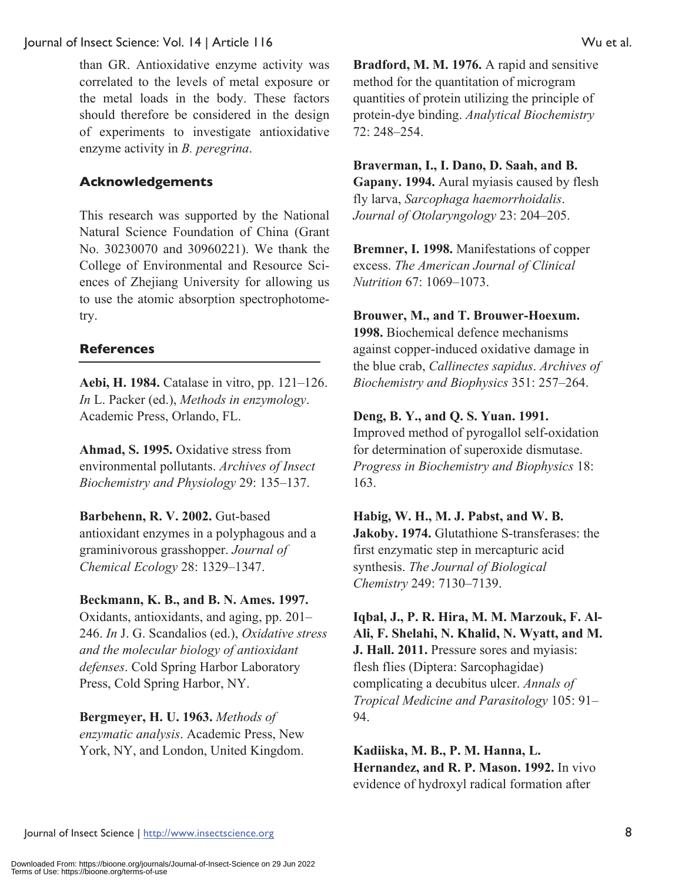than GR. Antioxidative enzyme activity was correlated to the levels of metal exposure or the metal loads in the body. These factors should therefore be considered in the design of experiments to investigate antioxidative enzyme activity in *B. peregrina*.

## Acknowledgements

This research was supported by the National Natural Science Foundation of China (Grant No. 30230070 and 30960221). We thank the College of Environmental and Resource Sciences of Zhejiang University for allowing us to use the atomic absorption spectrophotometry.

## References

**Aebi, H. 1984.** Catalase in vitro, pp. 121–126. *In* L. Packer (ed.), *Methods in enzymology*. Academic Press, Orlando, FL.

**Ahmad, S. 1995.** Oxidative stress from environmental pollutants. *Archives of Insect Biochemistry and Physiology* 29: 135–137.

**Barbehenn, R. V. 2002.** Gut-based antioxidant enzymes in a polyphagous and a graminivorous grasshopper. *Journal of Chemical Ecology* 28: 1329–1347.

**Beckmann, K. B., and B. N. Ames. 1997.** Oxidants, antioxidants, and aging, pp. 201–246. *In* J. G. Scandalios (ed.), *Oxidative stress and the molecular biology of antioxidant defenses*. Cold Spring Harbor Laboratory Press, Cold Spring Harbor, NY.

**Bergmeyer, H. U. 1963.** *Methods of enzymatic analysis*. Academic Press, New York, NY, and London, United Kingdom.

**Bradford, M. M. 1976.** A rapid and sensitive method for the quantitation of microgram quantities of protein utilizing the principle of protein-dye binding. *Analytical Biochemistry* 72: 248–254.

**Braverman, I., I. Dano, D. Saah, and B. Gapany. 1994.** Aural myiasis caused by flesh fly larva, *Sarcophaga haemorrhoidalis*. *Journal of Otolaryngology* 23: 204–205.

**Bremner, I. 1998.** Manifestations of copper excess. *The American Journal of Clinical Nutrition* 67: 1069–1073.

**Brouwer, M., and T. Brouwer-Hoexum. 1998.** Biochemical defence mechanisms against copper-induced oxidative damage in the blue crab, *Callinectes sapidus*. *Archives of Biochemistry and Biophysics* 351: 257–264.

**Deng, B. Y., and Q. S. Yuan. 1991.** Improved method of pyrogallol self-oxidation for determination of superoxide dismutase. *Progress in Biochemistry and Biophysics* 18: 163.

**Habig, W. H., M. J. Pabst, and W. B. Jakoby. 1974.** Glutathione S-transferases: the first enzymatic step in mercapturic acid synthesis. *The Journal of Biological Chemistry* 249: 7130–7139.

**Iqbal, J., P. R. Hira, M. M. Marzouk, F. Al-Ali, F. Shelahi, N. Khalid, N. Wyatt, and M. J. Hall. 2011.** Pressure sores and myiasis: flesh flies (Diptera: Sarcophagidae) complicating a decubitus ulcer. *Annals of Tropical Medicine and Parasitology* 105: 91–94.

**Kadiiska, M. B., P. M. Hanna, L. Hernandez, and R. P. Mason. 1992.** In vivo evidence of hydroxyl radical formation after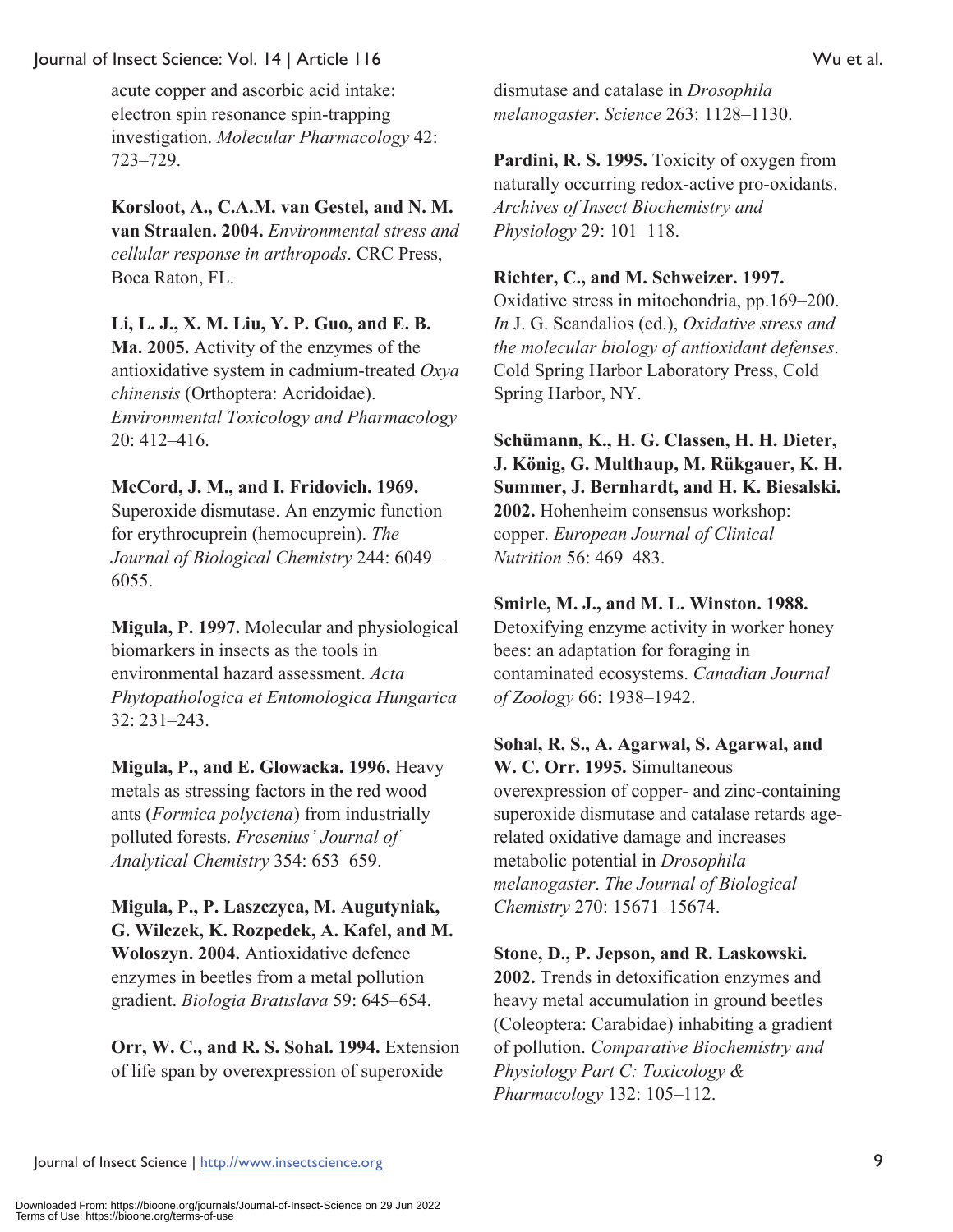acute copper and ascorbic acid intake: electron spin resonance spin-trapping investigation. *Molecular Pharmacology* 42: 723–729.

**Korsloot, A., C.A.M. van Gestel, and N. M. van Straalen. 2004.** *Environmental stress and cellular response in arthropods*. CRC Press, Boca Raton, FL.

**Li, L. J., X. M. Liu, Y. P. Guo, and E. B. Ma. 2005.** Activity of the enzymes of the antioxidative system in cadmium-treated *Oxya chinensis* (Orthoptera: Acridoidae). *Environmental Toxicology and Pharmacology* 20: 412–416.

**McCord, J. M., and I. Fridovich. 1969.** Superoxide dismutase. An enzymic function for erythrocuprein (hemocuprein). *The Journal of Biological Chemistry* 244: 6049–6055.

**Migula, P. 1997.** Molecular and physiological biomarkers in insects as the tools in environmental hazard assessment. *Acta Phytopathologica et Entomologica Hungarica* 32: 231–243.

**Migula, P., and E. Glowacka. 1996.** Heavy metals as stressing factors in the red wood ants (*Formica polyctena*) from industrially polluted forests. *Fresenius' Journal of Analytical Chemistry* 354: 653–659.

**Migula, P., P. Laszczyca, M. Augutyniak, G. Wilczek, K. Rozpedek, A. Kafel, and M. Woloszyn. 2004.** Antioxidative defence enzymes in beetles from a metal pollution gradient. *Biologia Bratislava* 59: 645–654.

**Orr, W. C., and R. S. Sohal. 1994.** Extension of life span by overexpression of superoxide dismutase and catalase in *Drosophila melanogaster*. *Science* 263: 1128–1130.

**Pardini, R. S. 1995.** Toxicity of oxygen from naturally occurring redox-active pro-oxidants. *Archives of Insect Biochemistry and Physiology* 29: 101–118.

**Richter, C., and M. Schweizer. 1997.** Oxidative stress in mitochondria, pp.169–200. *In* J. G. Scandalios (ed.), *Oxidative stress and the molecular biology of antioxidant defenses*. Cold Spring Harbor Laboratory Press, Cold Spring Harbor, NY.

**Schümann, K., H. G. Classen, H. H. Dieter, J. König, G. Multhaup, M. Rükgauer, K. H. Summer, J. Bernhardt, and H. K. Biesalski. 2002.** Hohenheim consensus workshop: copper. *European Journal of Clinical Nutrition* 56: 469–483.

**Smirle, M. J., and M. L. Winston. 1988.** Detoxifying enzyme activity in worker honey bees: an adaptation for foraging in contaminated ecosystems. *Canadian Journal of Zoology* 66: 1938–1942.

**Sohal, R. S., A. Agarwal, S. Agarwal, and W. C. Orr. 1995.** Simultaneous overexpression of copper- and zinc-containing superoxide dismutase and catalase retards age-related oxidative damage and increases metabolic potential in *Drosophila melanogaster*. *The Journal of Biological Chemistry* 270: 15671–15674.

**Stone, D., P. Jepson, and R. Laskowski. 2002.** Trends in detoxification enzymes and heavy metal accumulation in ground beetles (Coleoptera: Carabidae) inhabiting a gradient of pollution. *Comparative Biochemistry and Physiology Part C: Toxicology & Pharmacology* 132: 105–112.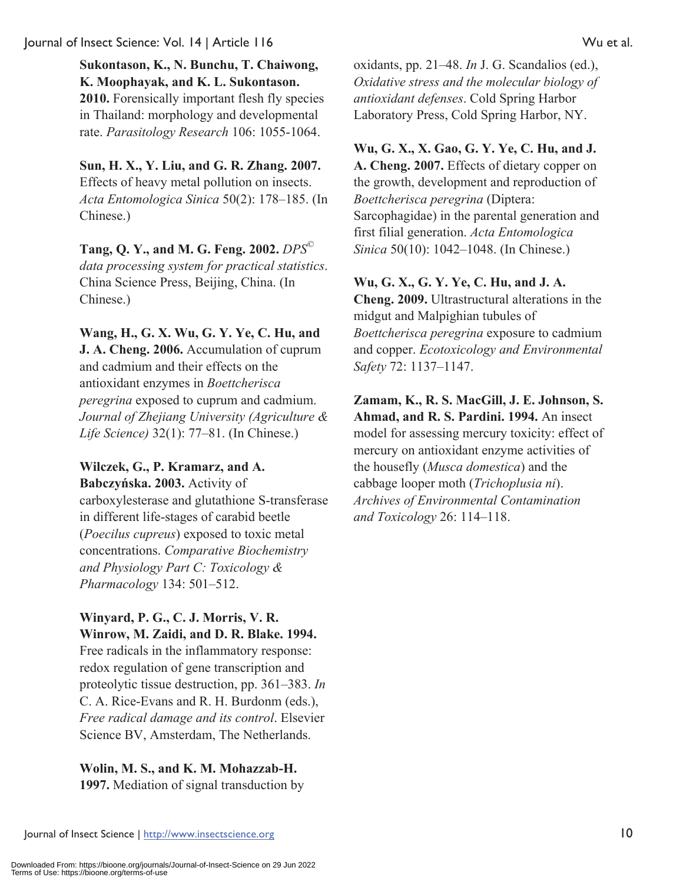**Sukontason, K., N. Bunchu, T. Chaiwong, K. Moophayak, and K. L. Sukontason. 2010.** Forensically important flesh fly species in Thailand: morphology and developmental rate. *Parasitology Research* 106: 1055-1064.

**Sun, H. X., Y. Liu, and G. R. Zhang. 2007.** Effects of heavy metal pollution on insects. *Acta Entomologica Sinica* 50(2): 178–185. (In Chinese.)

**Tang, Q. Y., and M. G. Feng. 2002.** *DPS© data processing system for practical statistics*. China Science Press, Beijing, China. (In Chinese.)

**Wang, H., G. X. Wu, G. Y. Ye, C. Hu, and J. A. Cheng. 2006.** Accumulation of cuprum and cadmium and their effects on the antioxidant enzymes in *Boettcherisca peregrina* exposed to cuprum and cadmium. *Journal of Zhejiang University (Agriculture & Life Science)* 32(1): 77–81. (In Chinese.)

**Wilczek, G., P. Kramarz, and A. Babczyńska. 2003.** Activity of carboxylesterase and glutathione S-transferase in different life-stages of carabid beetle (*Poecilus cupreus*) exposed to toxic metal concentrations. *Comparative Biochemistry and Physiology Part C: Toxicology & Pharmacology* 134: 501–512.

**Winyard, P. G., C. J. Morris, V. R. Winrow, M. Zaidi, and D. R. Blake. 1994.** Free radicals in the inflammatory response: redox regulation of gene transcription and proteolytic tissue destruction, pp. 361–383. *In* C. A. Rice-Evans and R. H. Burdonm (eds.), *Free radical damage and its control*. Elsevier Science BV, Amsterdam, The Netherlands.

**Wolin, M. S., and K. M. Mohazzab-H. 1997.** Mediation of signal transduction by oxidants, pp. 21–48. *In* J. G. Scandalios (ed.), *Oxidative stress and the molecular biology of antioxidant defenses*. Cold Spring Harbor Laboratory Press, Cold Spring Harbor, NY.

**Wu, G. X., X. Gao, G. Y. Ye, C. Hu, and J. A. Cheng. 2007.** Effects of dietary copper on the growth, development and reproduction of *Boettcherisca peregrina* (Diptera: Sarcophagidae) in the parental generation and first filial generation. *Acta Entomologica Sinica* 50(10): 1042–1048. (In Chinese.)

**Wu, G. X., G. Y. Ye, C. Hu, and J. A. Cheng. 2009.** Ultrastructural alterations in the midgut and Malpighian tubules of *Boettcherisca peregrina* exposure to cadmium and copper. *Ecotoxicology and Environmental Safety* 72: 1137–1147.

**Zamam, K., R. S. MacGill, J. E. Johnson, S. Ahmad, and R. S. Pardini. 1994.** An insect model for assessing mercury toxicity: effect of mercury on antioxidant enzyme activities of the housefly (*Musca domestica*) and the cabbage looper moth (*Trichoplusia ni*). *Archives of Environmental Contamination and Toxicology* 26: 114–118.